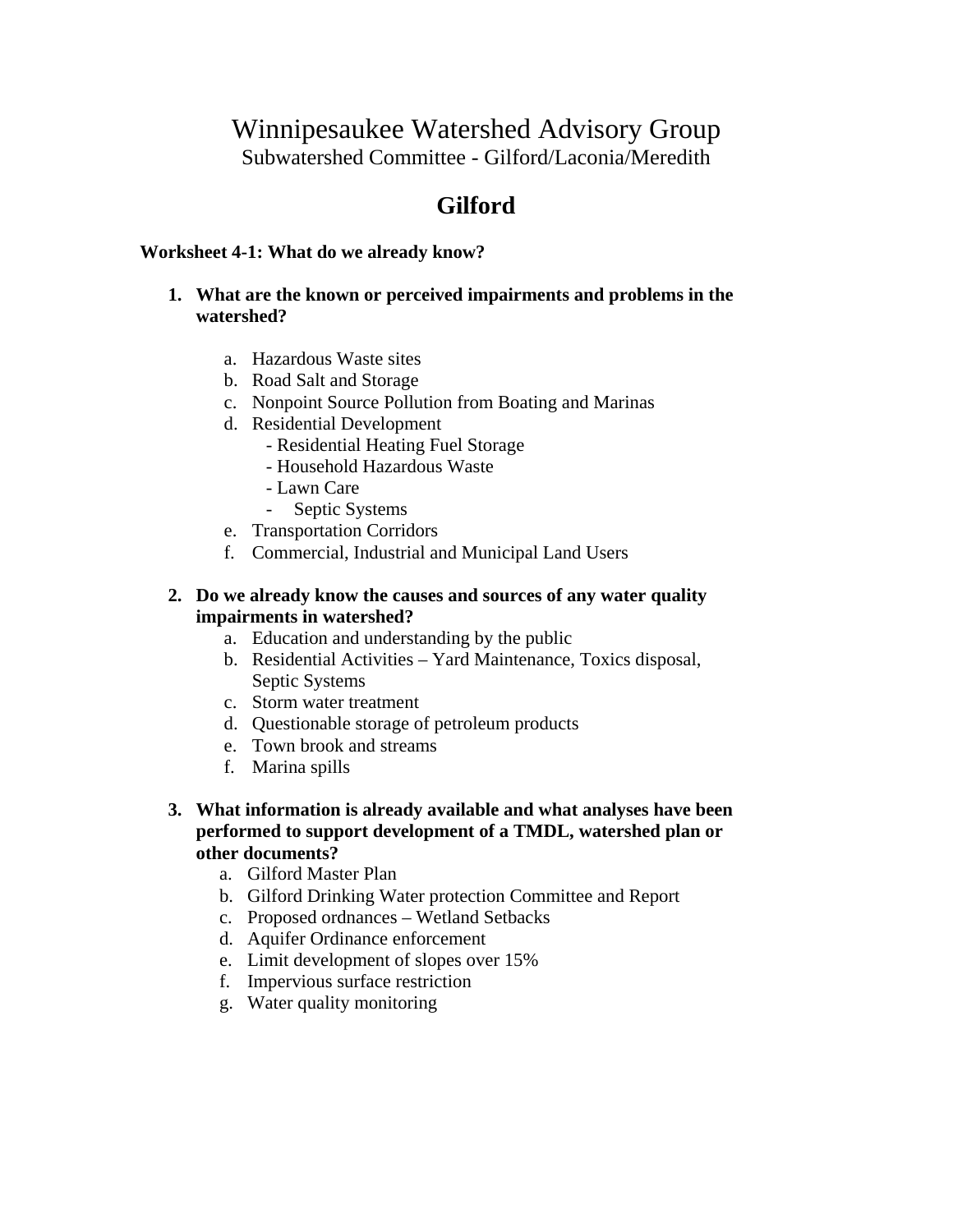# Winnipesaukee Watershed Advisory Group

Subwatershed Committee - Gilford/Laconia/Meredith

## Gilford

**Worksheet 4-1: What do we already know?**

1. **What are the known or perceived impairments and problems in the watershed?**

   a. Hazardous Waste sites
   b. Road Salt and Storage
   c. Nonpoint Source Pollution from Boating and Marinas
   d. Residential Development
      - Residential Heating Fuel Storage
      - Household Hazardous Waste
      - Lawn Care
      - Septic Systems
   e. Transportation Corridors
   f. Commercial, Industrial and Municipal Land Users

2. **Do we already know the causes and sources of any water quality impairments in watershed?**
   a. Education and understanding by the public
   b. Residential Activities – Yard Maintenance, Toxics disposal, Septic Systems
   c. Storm water treatment
   d. Questionable storage of petroleum products
   e. Town brook and streams
   f. Marina spills

3. **What information is already available and what analyses have been performed to support development of a TMDL, watershed plan or other documents?**
   a. Gilford Master Plan
   b. Gilford Drinking Water protection Committee and Report
   c. Proposed ordnances – Wetland Setbacks
   d. Aquifer Ordinance enforcement
   e. Limit development of slopes over 15%
   f. Impervious surface restriction
   g. Water quality monitoring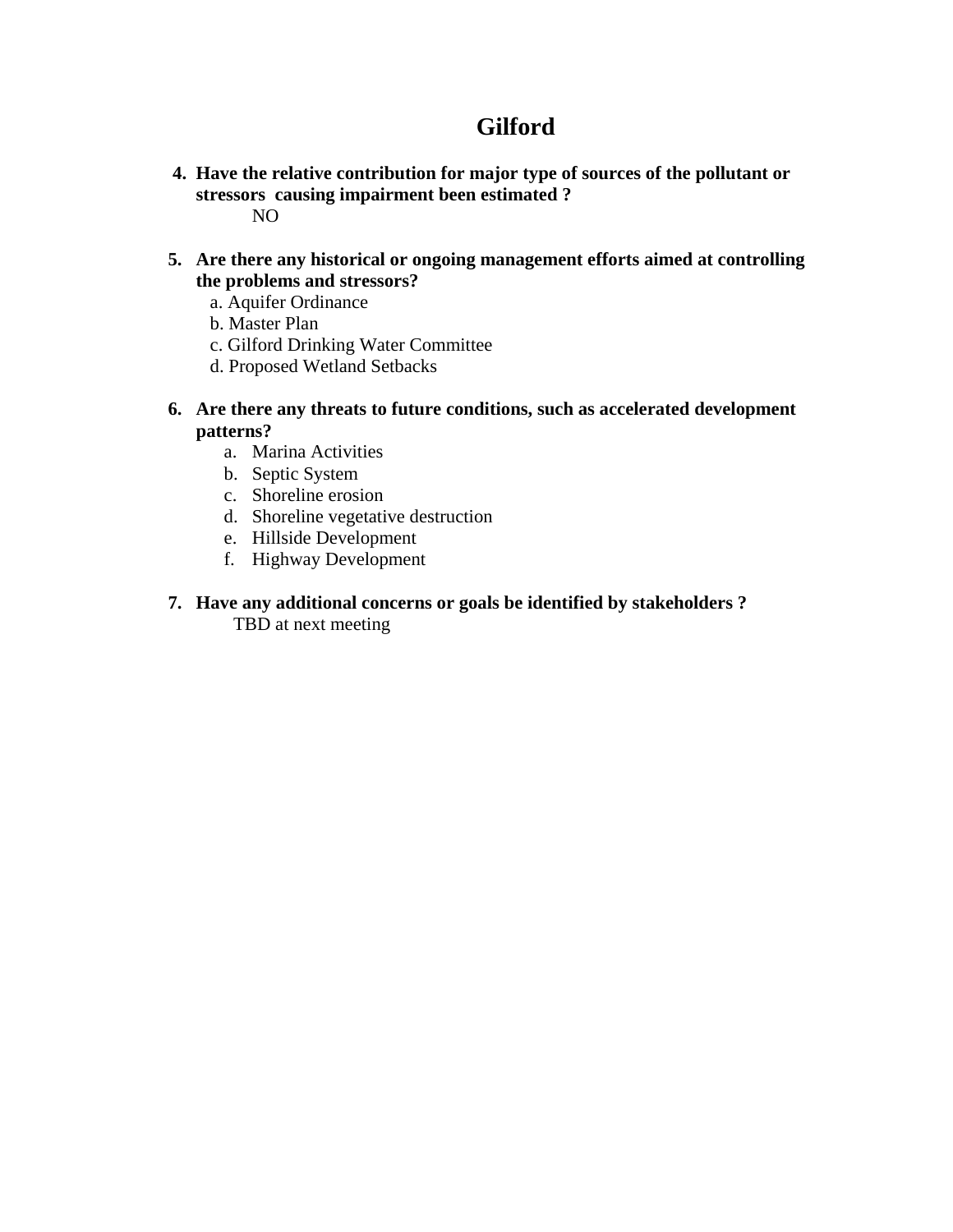# Gilford

4. **Have the relative contribution for major type of sources of the pollutant or stressors causing impairment been estimated ?**

   NO

5. **Are there any historical or ongoing management efforts aimed at controlling the problems and stressors?**

   a. Aquifer Ordinance
   b. Master Plan
   c. Gilford Drinking Water Committee
   d. Proposed Wetland Setbacks

6. **Are there any threats to future conditions, such as accelerated development patterns?**

   a. Marina Activities
   b. Septic System
   c. Shoreline erosion
   d. Shoreline vegetative destruction
   e. Hillside Development
   f. Highway Development

7. **Have any additional concerns or goals be identified by stakeholders ?**

   TBD at next meeting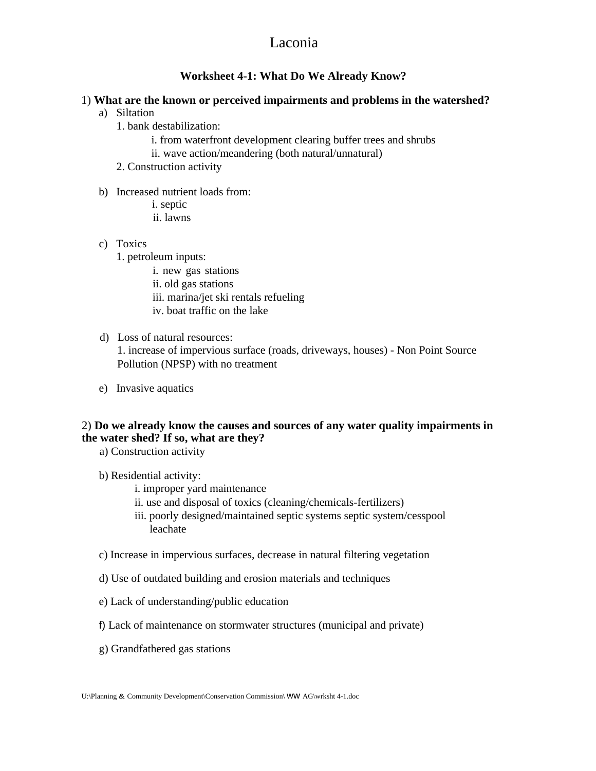# Laconia

## Worksheet 4-1: What Do We Already Know?

1) **What are the known or perceived impairments and problems in the watershed?**

a) Siltation
   1. bank destabilization:
      i. from waterfront development clearing buffer trees and shrubs
      ii. wave action/meandering (both natural/unnatural)
   2. Construction activity

b) Increased nutrient loads from:
   i. septic
   ii. lawns

c) Toxics
   1. petroleum inputs:
      i. new gas stations
      ii. old gas stations
      iii. marina/jet ski rentals refueling
      iv. boat traffic on the lake

d) Loss of natural resources:
   1. increase of impervious surface (roads, driveways, houses) - Non Point Source Pollution (NPSP) with no treatment

e) Invasive aquatics

2) **Do we already know the causes and sources of any water quality impairments in the water shed? If so, what are they?**

a) Construction activity

b) Residential activity:
   i. improper yard maintenance
   ii. use and disposal of toxics (cleaning/chemicals-fertilizers)
   iii. poorly designed/maintained septic systems septic system/cesspool leachate

c) Increase in impervious surfaces, decrease in natural filtering vegetation

d) Use of outdated building and erosion materials and techniques

e) Lack of understanding/public education

f) Lack of maintenance on stormwater structures (municipal and private)

g) Grandfathered gas stations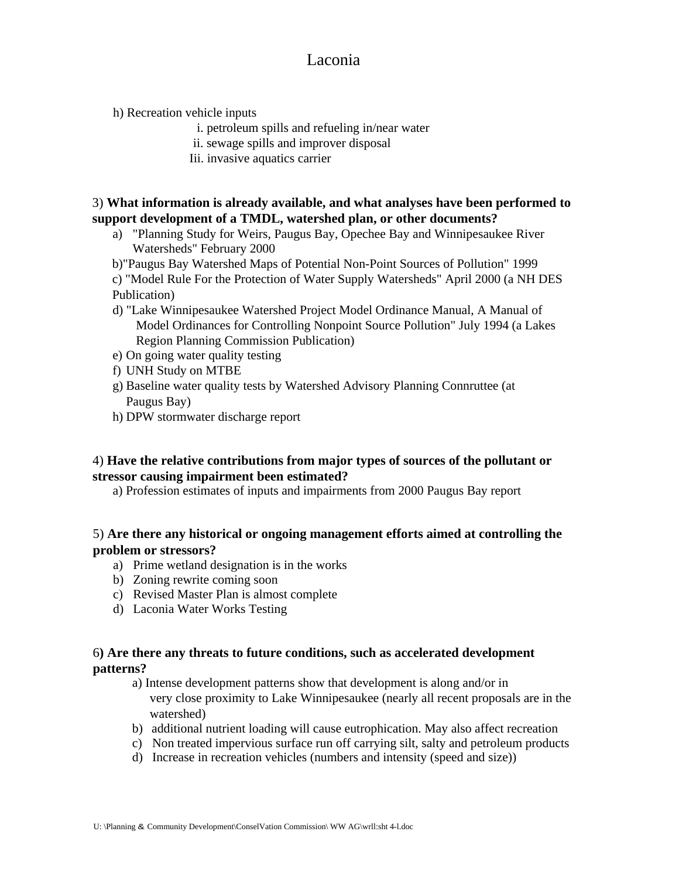# Laconia

h) Recreation vehicle inputs

i. petroleum spills and refueling in/near water

ii. sewage spills and improver disposal

Iii. invasive aquatics carrier

3) **What information is already available, and what analyses have been performed to support development of a TMDL, watershed plan, or other documents?**

a) "Planning Study for Weirs, Paugus Bay, Opechee Bay and Winnipesaukee River Watersheds" February 2000

b)"Paugus Bay Watershed Maps of Potential Non-Point Sources of Pollution" 1999

c) "Model Rule For the Protection of Water Supply Watersheds" April 2000 (a NH DES Publication)

d) "Lake Winnipesaukee Watershed Project Model Ordinance Manual, A Manual of Model Ordinances for Controlling Nonpoint Source Pollution" July 1994 (a Lakes Region Planning Commission Publication)

e) On going water quality testing

f) UNH Study on MTBE

g) Baseline water quality tests by Watershed Advisory Planning Connruttee (at Paugus Bay)

h) DPW stormwater discharge report

4) **Have the relative contributions from major types of sources of the pollutant or stressor causing impairment been estimated?**

a) Profession estimates of inputs and impairments from 2000 Paugus Bay report

5) **Are there any historical or ongoing management efforts aimed at controlling the problem or stressors?**

a) Prime wetland designation is in the works
b) Zoning rewrite coming soon
c) Revised Master Plan is almost complete
d) Laconia Water Works Testing

6**) Are there any threats to future conditions, such as accelerated development patterns?**

a) Intense development patterns show that development is along and/or in very close proximity to Lake Winnipesaukee (nearly all recent proposals are in the watershed)
b) additional nutrient loading will cause eutrophication. May also affect recreation
c) Non treated impervious surface run off carrying silt, salty and petroleum products
d) Increase in recreation vehicles (numbers and intensity (speed and size))

U: \Planning & Community Development\ConselVation Commission\ WW AG\wrll:sht 4-l.doc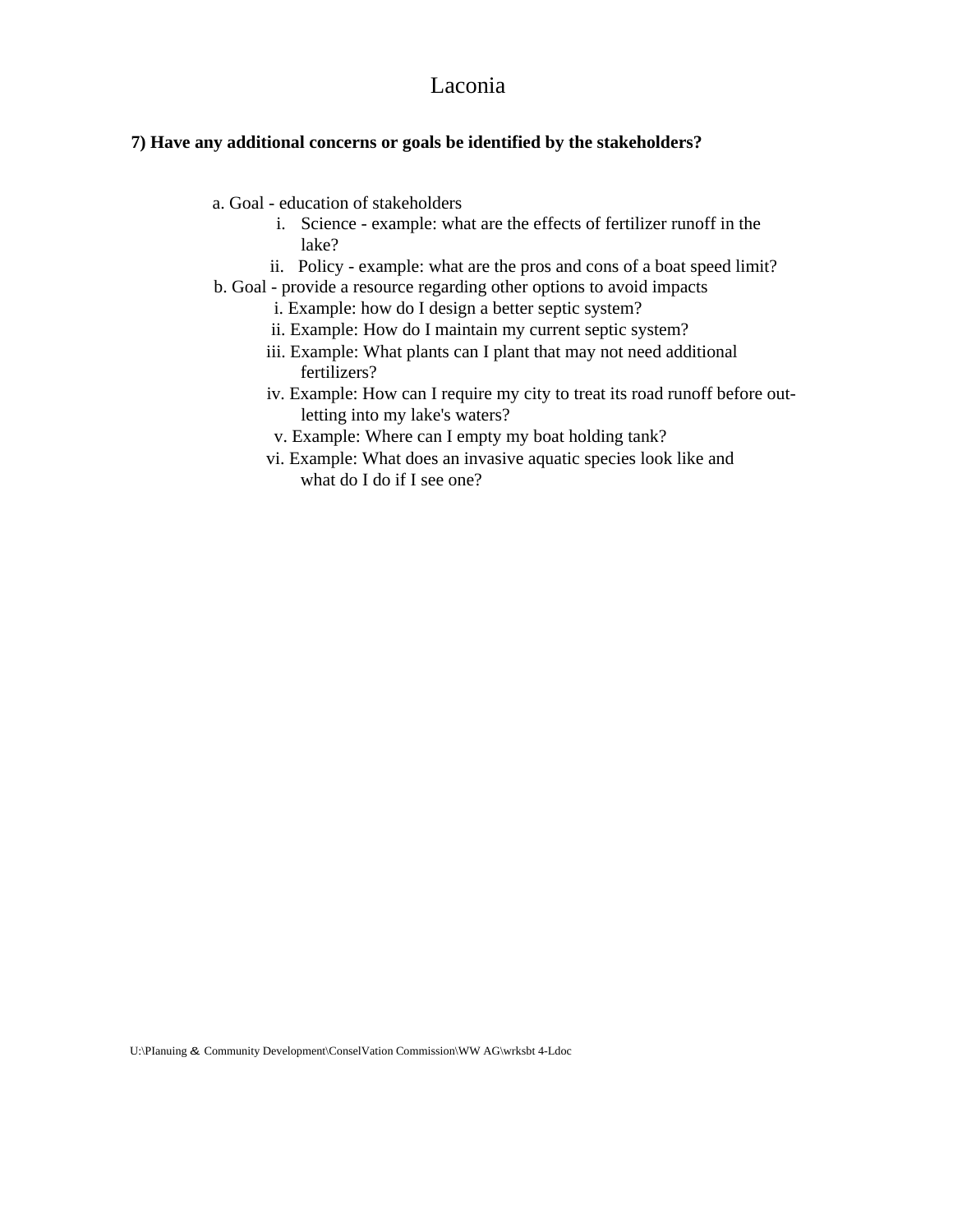# Laconia

**7) Have any additional concerns or goals be identified by the stakeholders?**

a. Goal - education of stakeholders
   i. Science - example: what are the effects of fertilizer runoff in the lake?
   ii. Policy - example: what are the pros and cons of a boat speed limit?

b. Goal - provide a resource regarding other options to avoid impacts
   i. Example: how do I design a better septic system?
   ii. Example: How do I maintain my current septic system?
   iii. Example: What plants can I plant that may not need additional fertilizers?
   iv. Example: How can I require my city to treat its road runoff before out-letting into my lake's waters?
   v. Example: Where can I empty my boat holding tank?
   vi. Example: What does an invasive aquatic species look like and what do I do if I see one?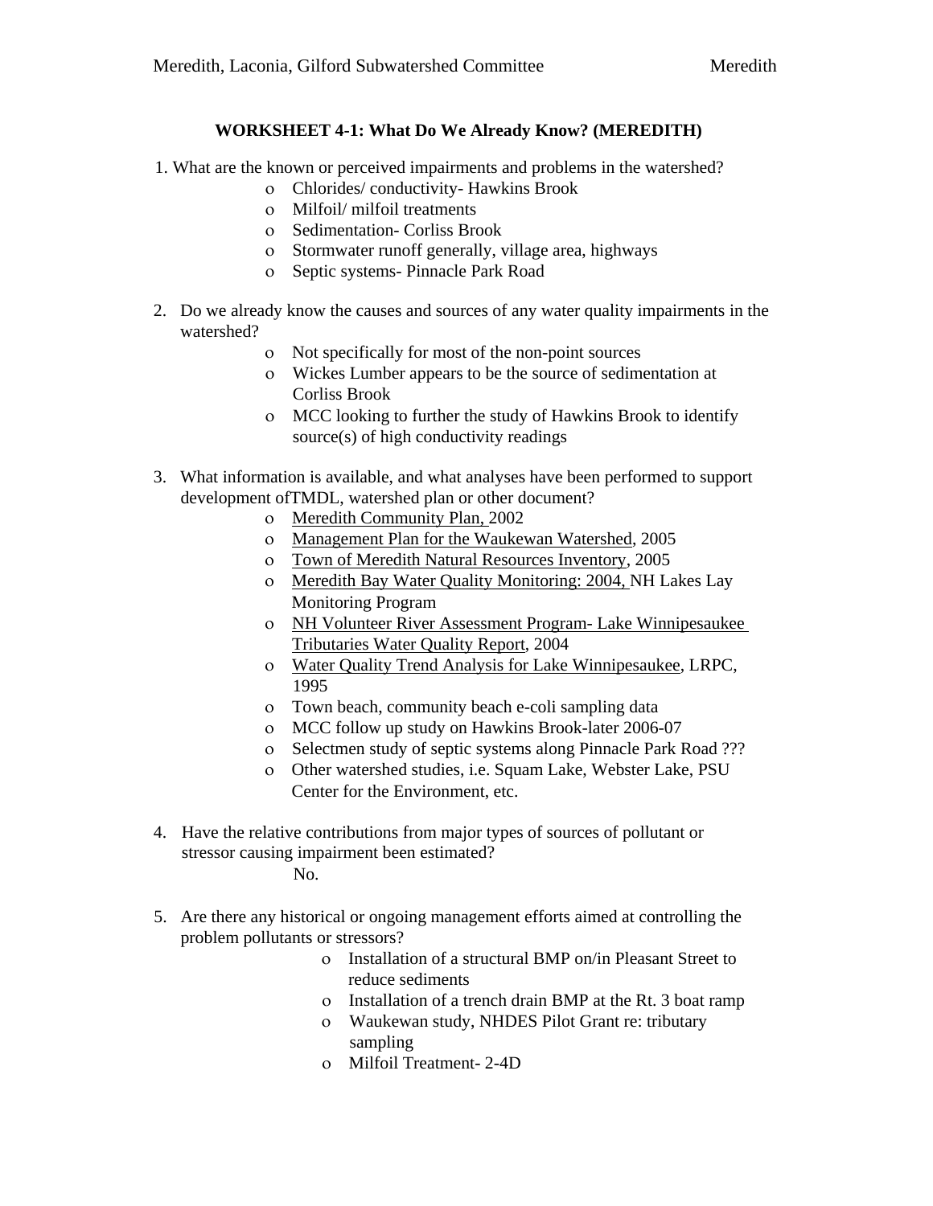## WORKSHEET 4-1: What Do We Already Know? (MEREDITH)

1. What are the known or perceived impairments and problems in the watershed?
   - Chlorides/ conductivity- Hawkins Brook
   - Milfoil/ milfoil treatments
   - Sedimentation- Corliss Brook
   - Stormwater runoff generally, village area, highways
   - Septic systems- Pinnacle Park Road

2. Do we already know the causes and sources of any water quality impairments in the watershed?
   - Not specifically for most of the non-point sources
   - Wickes Lumber appears to be the source of sedimentation at Corliss Brook
   - MCC looking to further the study of Hawkins Brook to identify source(s) of high conductivity readings

3. What information is available, and what analyses have been performed to support development ofTMDL, watershed plan or other document?
   - <u>Meredith Community Plan,</u> 2002
   - <u>Management Plan for the Waukewan Watershed</u>, 2005
   - <u>Town of Meredith Natural Resources Inventory</u>, 2005
   - <u>Meredith Bay Water Quality Monitoring: 2004,</u> NH Lakes Lay Monitoring Program
   - <u>NH Volunteer River Assessment Program- Lake Winnipesaukee Tributaries Water Quality Report</u>, 2004
   - <u>Water Quality Trend Analysis for Lake Winnipesaukee</u>, LRPC, 1995
   - Town beach, community beach e-coli sampling data
   - MCC follow up study on Hawkins Brook-later 2006-07
   - Selectmen study of septic systems along Pinnacle Park Road ???
   - Other watershed studies, i.e. Squam Lake, Webster Lake, PSU Center for the Environment, etc.

4. Have the relative contributions from major types of sources of pollutant or stressor causing impairment been estimated?

   No.

5. Are there any historical or ongoing management efforts aimed at controlling the problem pollutants or stressors?
   - Installation of a structural BMP on/in Pleasant Street to reduce sediments
   - Installation of a trench drain BMP at the Rt. 3 boat ramp
   - Waukewan study, NHDES Pilot Grant re: tributary sampling
   - Milfoil Treatment- 2-4D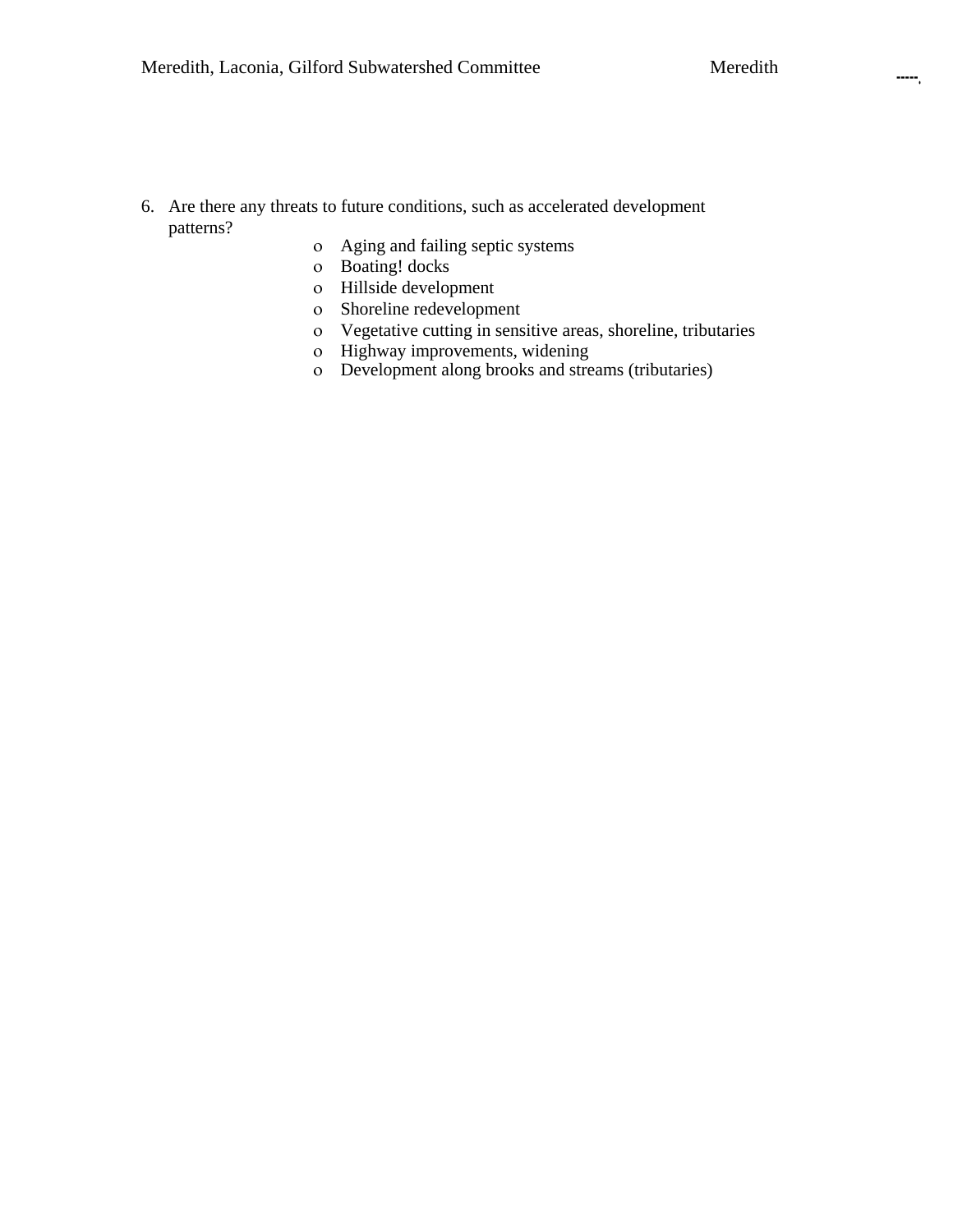6. Are there any threats to future conditions, such as accelerated development patterns?
   - Aging and failing septic systems
   - Boating! docks
   - Hillside development
   - Shoreline redevelopment
   - Vegetative cutting in sensitive areas, shoreline, tributaries
   - Highway improvements, widening
   - Development along brooks and streams (tributaries)